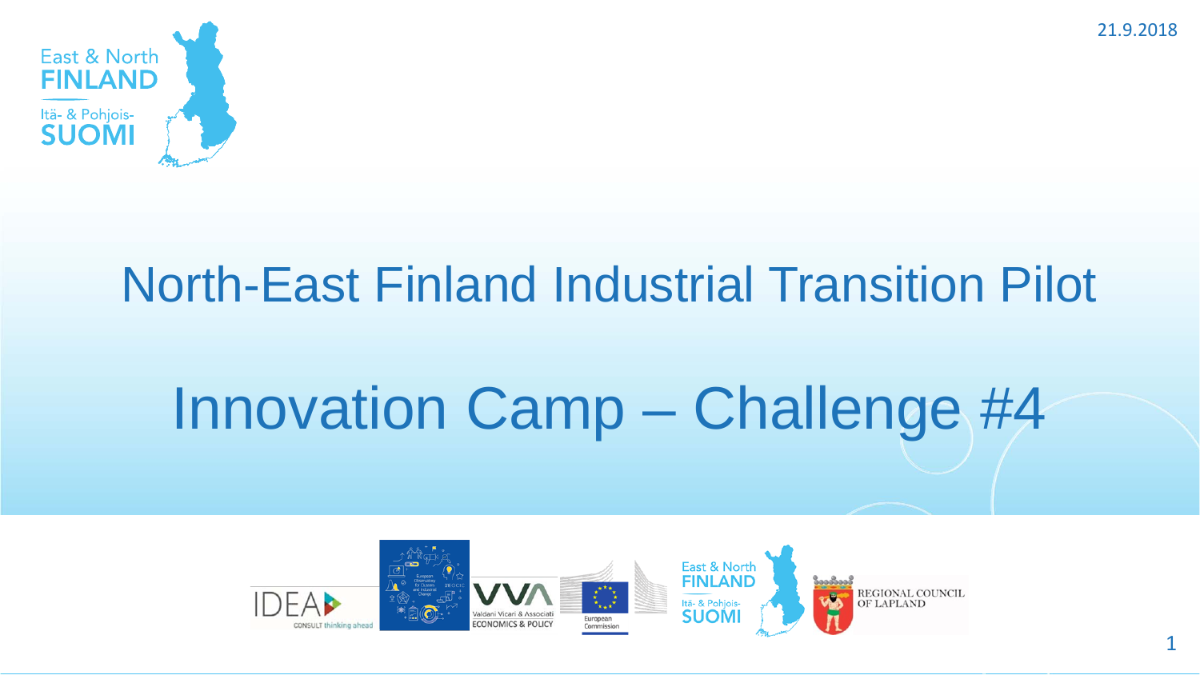21.9.2018

East & North FINLAND

Itä- & Pohjois-SUOMI

# North-East Finland Industrial Transition Pilot

# Innovation Camp – Challenge #4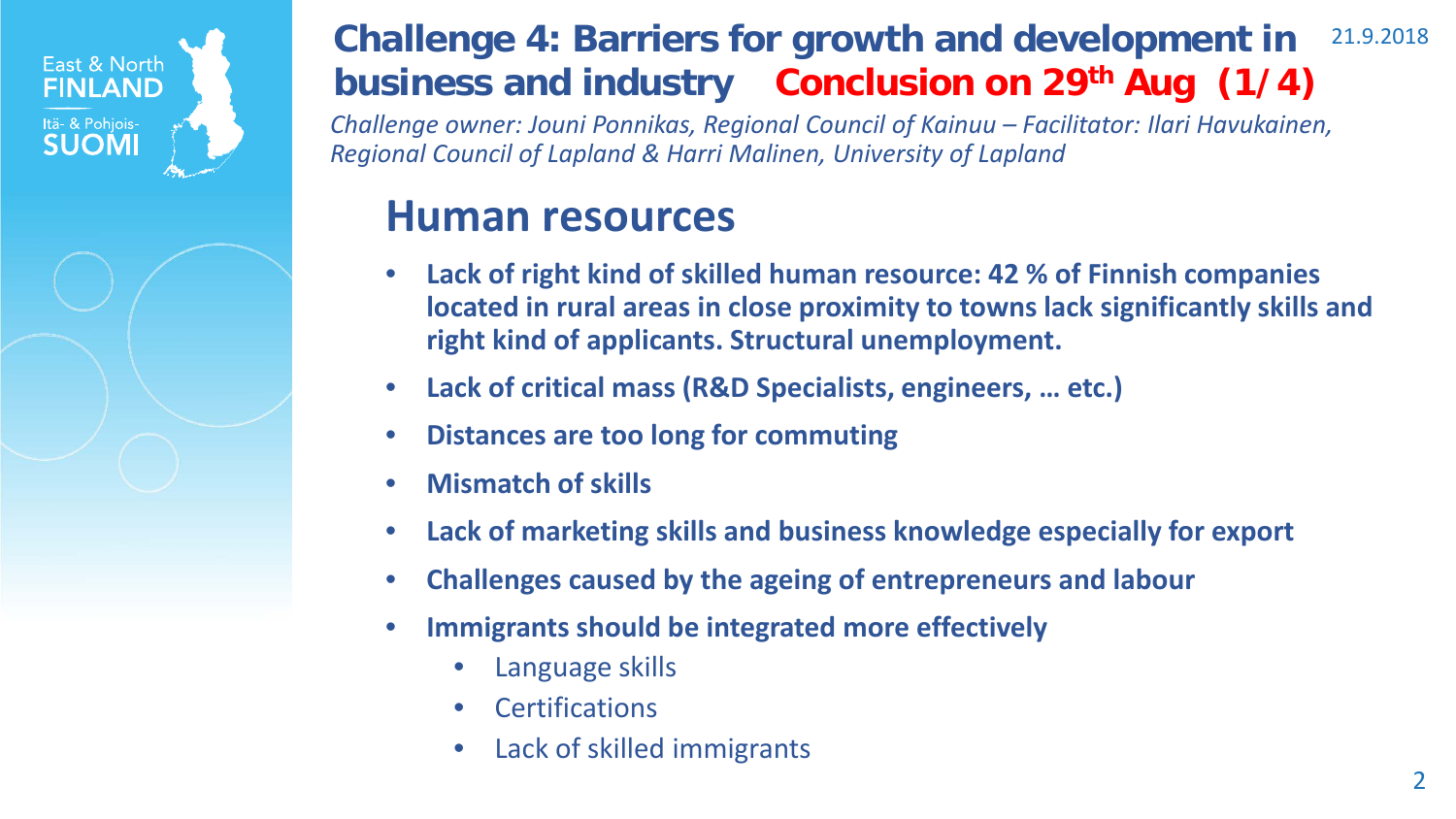# Challenge 4: Barriers for growth and development in business and industry **Conclusion on 29th Aug (1/4)**

21.9.2018

*Challenge owner: Jouni Ponnikas, Regional Council of Kainuu – Facilitator: Ilari Havukainen, Regional Council of Lapland & Harri Malinen, University of Lapland*

## Human resources

- **Lack of right kind of skilled human resource: 42 % of Finnish companies located in rural areas in close proximity to towns lack significantly skills and right kind of applicants. Structural unemployment.**
- **Lack of critical mass (R&D Specialists, engineers, … etc.)**
- **Distances are too long for commuting**
- **Mismatch of skills**
- **Lack of marketing skills and business knowledge especially for export**
- **Challenges caused by the ageing of entrepreneurs and labour**
- **Immigrants should be integrated more effectively**
  - Language skills
  - Certifications
  - Lack of skilled immigrants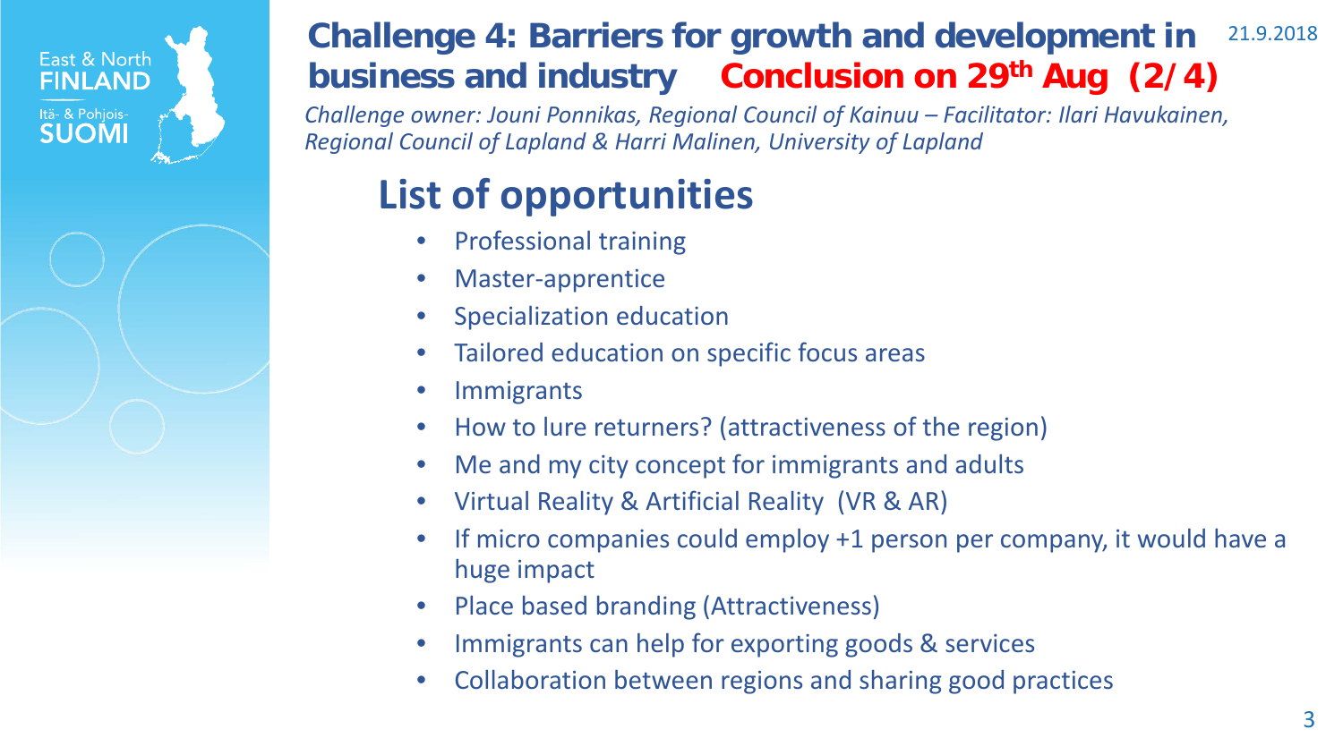# Challenge 4: Barriers for growth and development in business and industry **Conclusion on 29th Aug (2/4)**

*Challenge owner: Jouni Ponnikas, Regional Council of Kainuu – Facilitator: Ilari Havukainen, Regional Council of Lapland & Harri Malinen, University of Lapland*

## List of opportunities

- Professional training
- Master-apprentice
- Specialization education
- Tailored education on specific focus areas
- Immigrants
- How to lure returners? (attractiveness of the region)
- Me and my city concept for immigrants and adults
- Virtual Reality & Artificial Reality (VR & AR)
- If micro companies could employ +1 person per company, it would have a huge impact
- Place based branding (Attractiveness)
- Immigrants can help for exporting goods & services
- Collaboration between regions and sharing good practices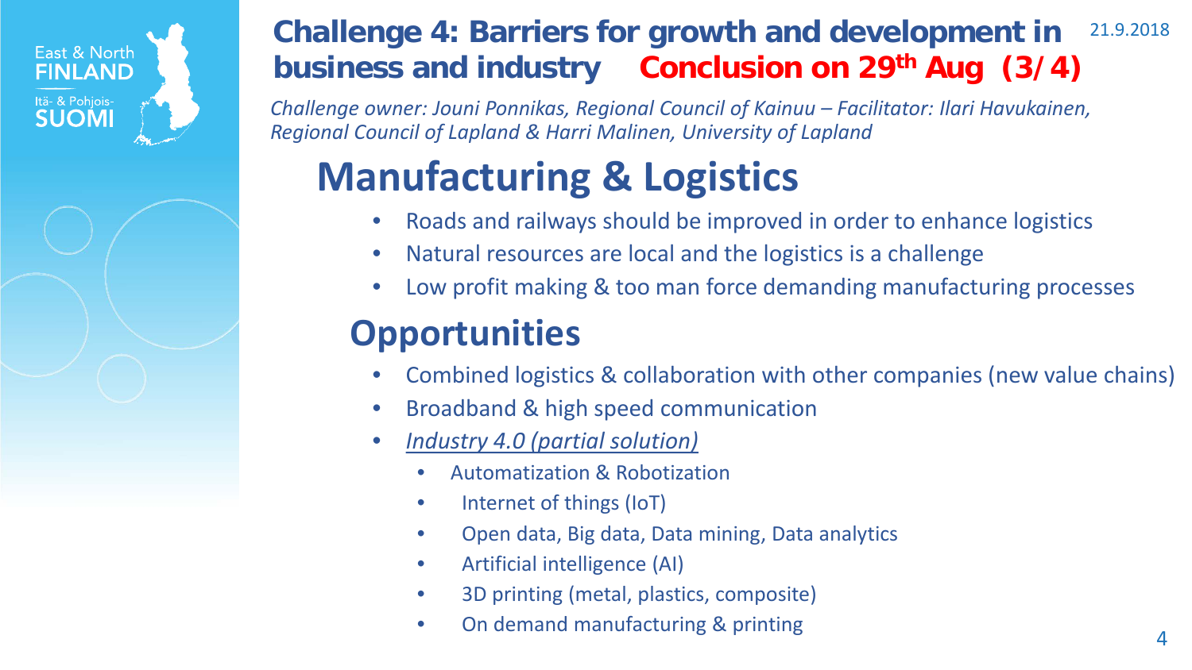# Challenge 4: Barriers for growth and development in business and industry **Conclusion on 29th Aug (3/4)**

21.9.2018

*Challenge owner: Jouni Ponnikas, Regional Council of Kainuu – Facilitator: Ilari Havukainen, Regional Council of Lapland & Harri Malinen, University of Lapland*

## Manufacturing & Logistics

- Roads and railways should be improved in order to enhance logistics
- Natural resources are local and the logistics is a challenge
- Low profit making & too man force demanding manufacturing processes

## Opportunities

- Combined logistics & collaboration with other companies (new value chains)
- Broadband & high speed communication
- *Industry 4.0 (partial solution)*
  - Automatization & Robotization
  - Internet of things (IoT)
  - Open data, Big data, Data mining, Data analytics
  - Artificial intelligence (AI)
  - 3D printing (metal, plastics, composite)
  - On demand manufacturing & printing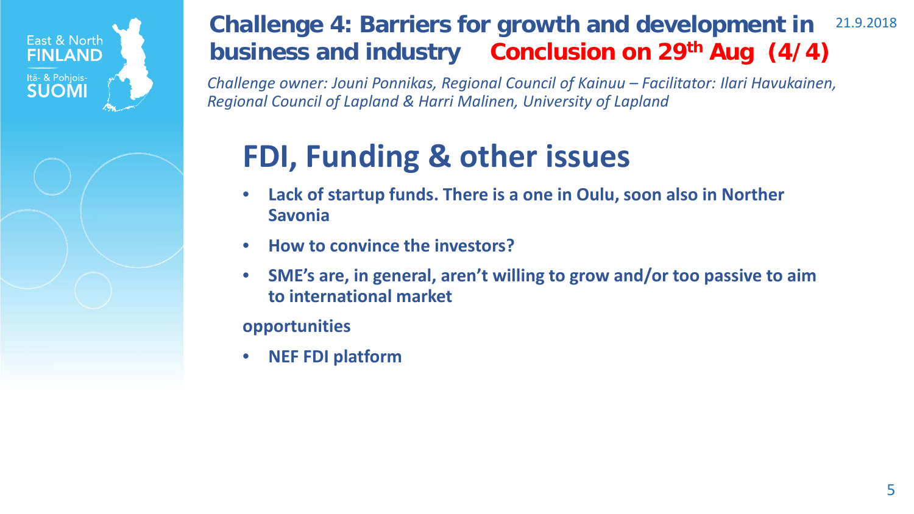# Challenge 4: Barriers for growth and development in business and industry **Conclusion on 29th Aug (4/4)**

*Challenge owner: Jouni Ponnikas, Regional Council of Kainuu – Facilitator: Ilari Havukainen, Regional Council of Lapland & Harri Malinen, University of Lapland*

## FDI, Funding & other issues

- **Lack of startup funds. There is a one in Oulu, soon also in Norther Savonia**
- **How to convince the investors?**
- **SME's are, in general, aren't willing to grow and/or too passive to aim to international market**

**opportunities**

- **NEF FDI platform**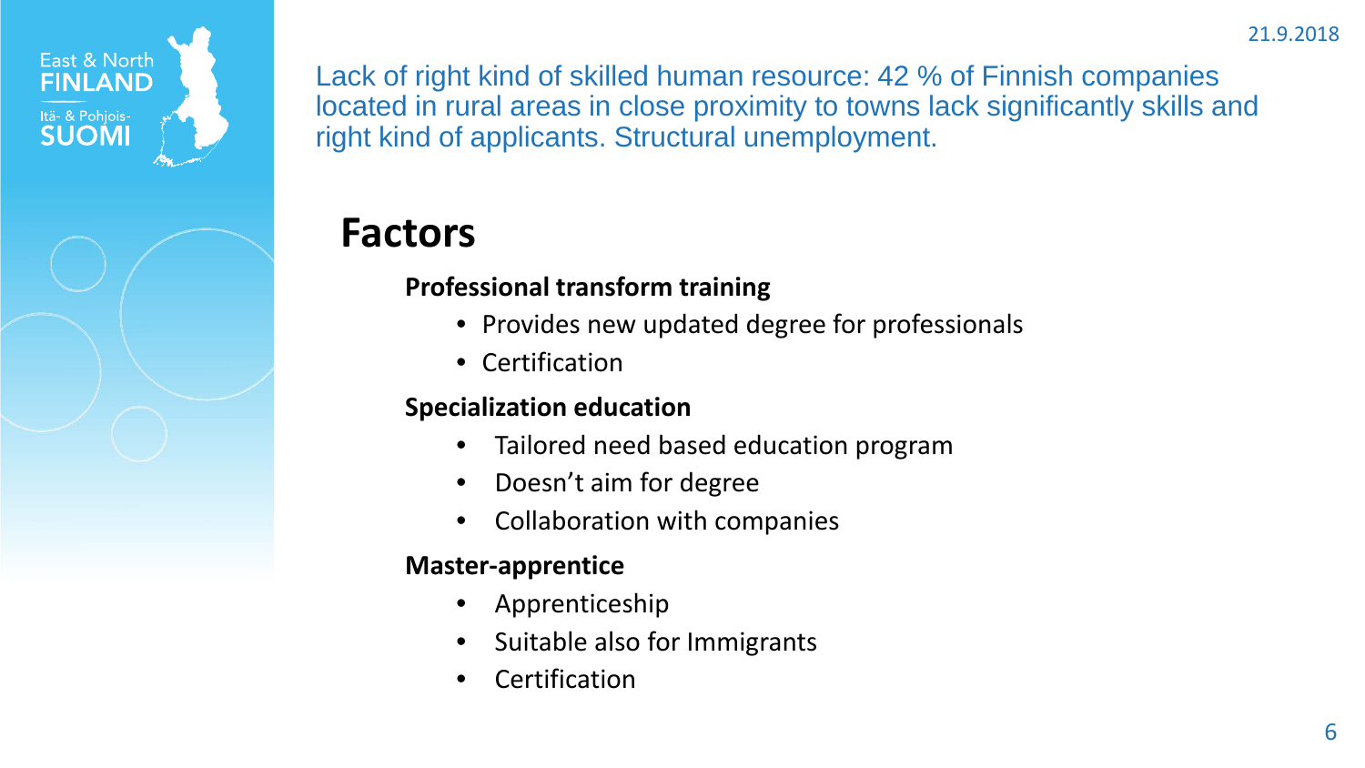Lack of right kind of skilled human resource: 42 % of Finnish companies located in rural areas in close proximity to towns lack significantly skills and right kind of applicants. Structural unemployment.

# Factors

**Professional transform training**

- Provides new updated degree for professionals
- Certification

**Specialization education**

- Tailored need based education program
- Doesn't aim for degree
- Collaboration with companies

**Master-apprentice**

- Apprenticeship
- Suitable also for Immigrants
- Certification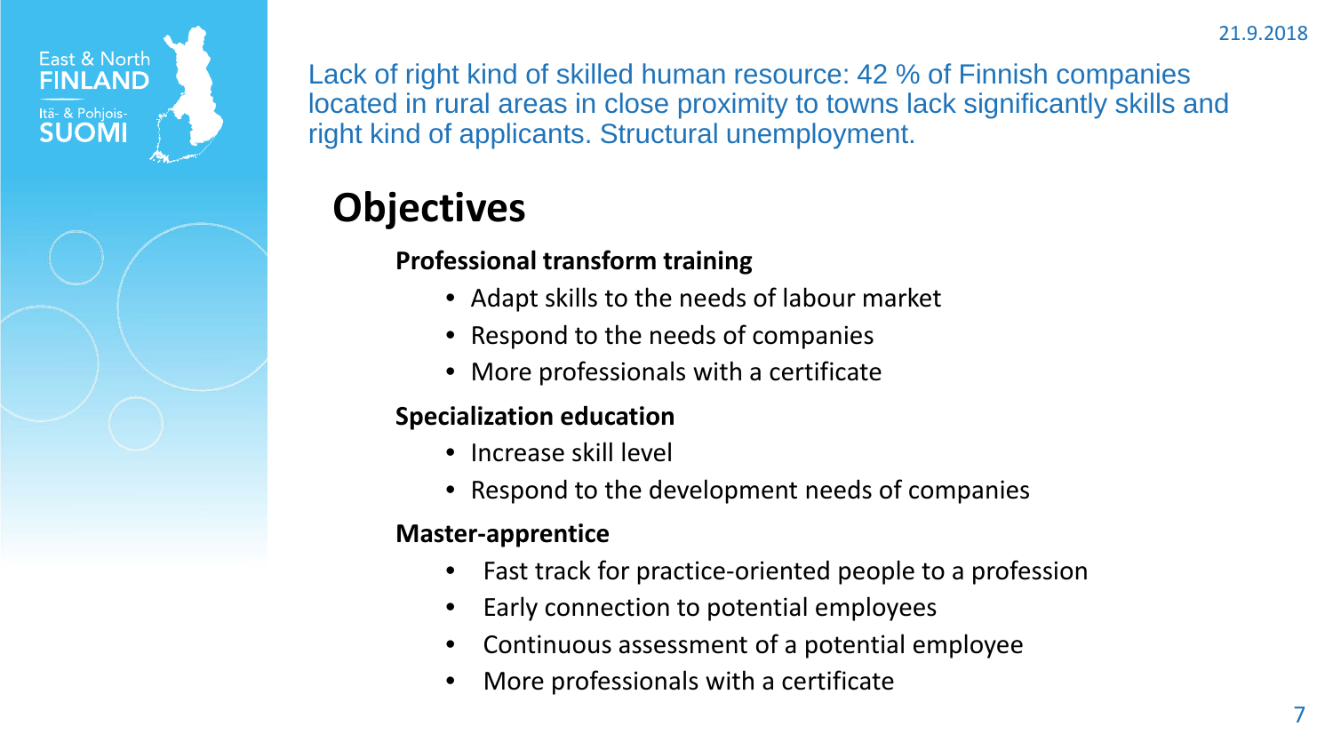Lack of right kind of skilled human resource: 42 % of Finnish companies located in rural areas in close proximity to towns lack significantly skills and right kind of applicants. Structural unemployment.

# Objectives

**Professional transform training**

- Adapt skills to the needs of labour market
- Respond to the needs of companies
- More professionals with a certificate

**Specialization education**

- Increase skill level
- Respond to the development needs of companies

**Master-apprentice**

- Fast track for practice-oriented people to a profession
- Early connection to potential employees
- Continuous assessment of a potential employee
- More professionals with a certificate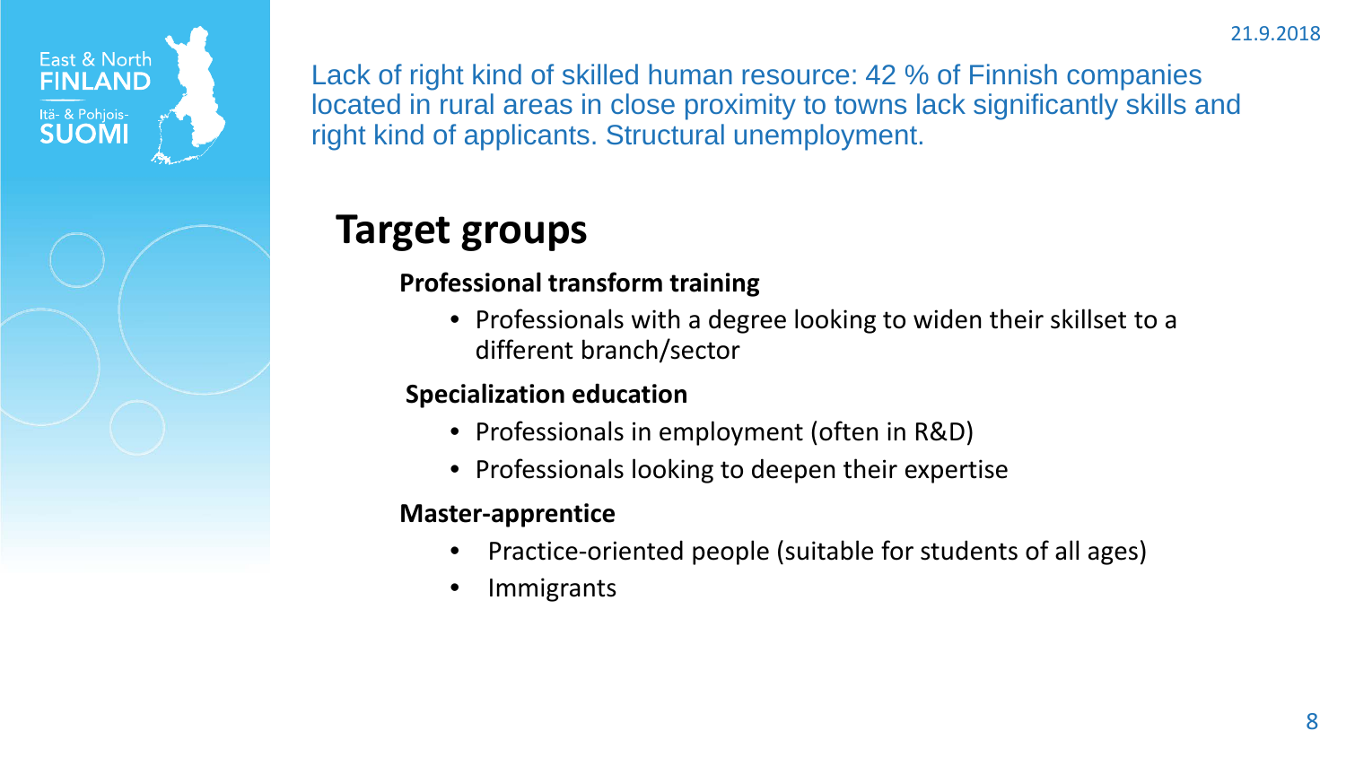Lack of right kind of skilled human resource: 42 % of Finnish companies located in rural areas in close proximity to towns lack significantly skills and right kind of applicants. Structural unemployment.

# Target groups

**Professional transform training**

- Professionals with a degree looking to widen their skillset to a different branch/sector

**Specialization education**

- Professionals in employment (often in R&D)
- Professionals looking to deepen their expertise

**Master-apprentice**

- Practice-oriented people (suitable for students of all ages)
- Immigrants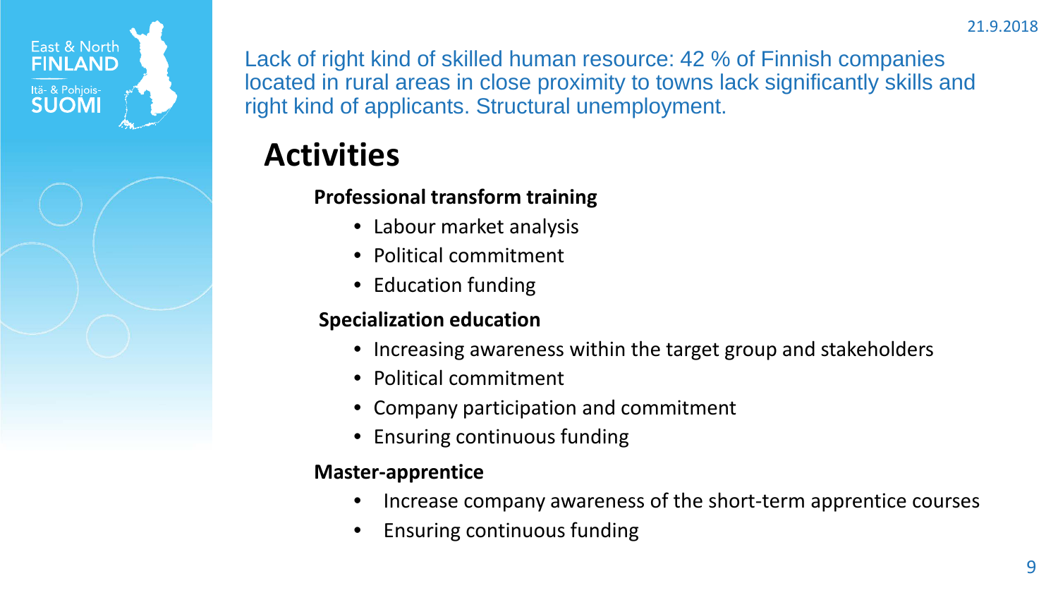Lack of right kind of skilled human resource: 42 % of Finnish companies located in rural areas in close proximity to towns lack significantly skills and right kind of applicants. Structural unemployment.

# Activities

**Professional transform training**

- Labour market analysis
- Political commitment
- Education funding

**Specialization education**

- Increasing awareness within the target group and stakeholders
- Political commitment
- Company participation and commitment
- Ensuring continuous funding

**Master-apprentice**

- Increase company awareness of the short-term apprentice courses
- Ensuring continuous funding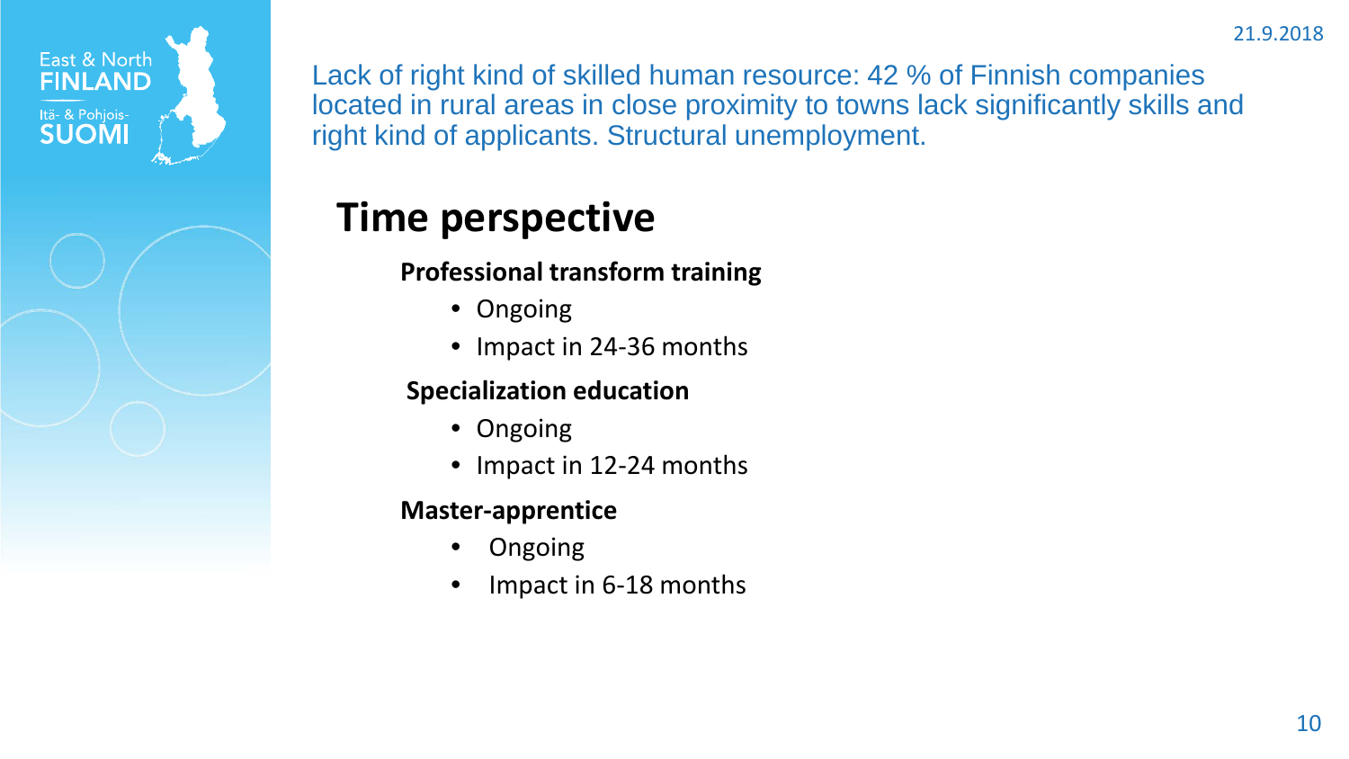Lack of right kind of skilled human resource: 42 % of Finnish companies located in rural areas in close proximity to towns lack significantly skills and right kind of applicants. Structural unemployment.

# Time perspective

**Professional transform training**

- Ongoing
- Impact in 24-36 months

**Specialization education**

- Ongoing
- Impact in 12-24 months

**Master-apprentice**

- Ongoing
- Impact in 6-18 months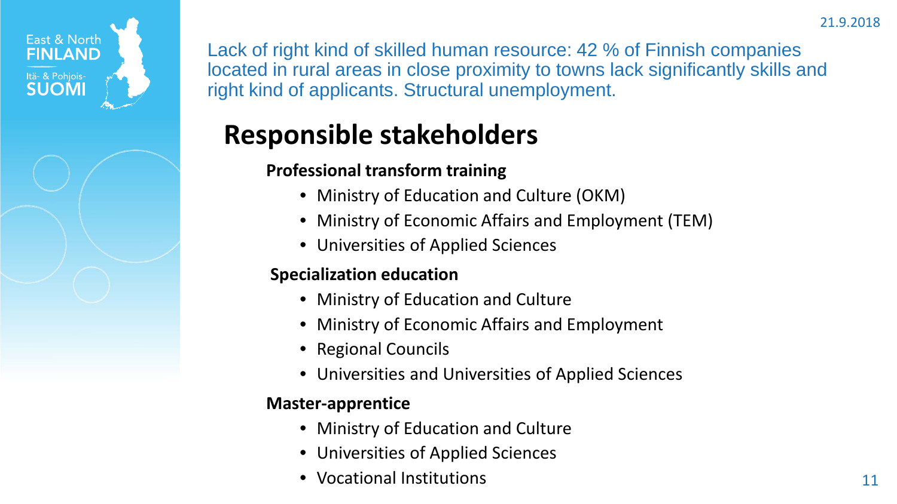Lack of right kind of skilled human resource: 42 % of Finnish companies located in rural areas in close proximity to towns lack significantly skills and right kind of applicants. Structural unemployment.

# Responsible stakeholders

**Professional transform training**

- Ministry of Education and Culture (OKM)
- Ministry of Economic Affairs and Employment (TEM)
- Universities of Applied Sciences

**Specialization education**

- Ministry of Education and Culture
- Ministry of Economic Affairs and Employment
- Regional Councils
- Universities and Universities of Applied Sciences

**Master-apprentice**

- Ministry of Education and Culture
- Universities of Applied Sciences
- Vocational Institutions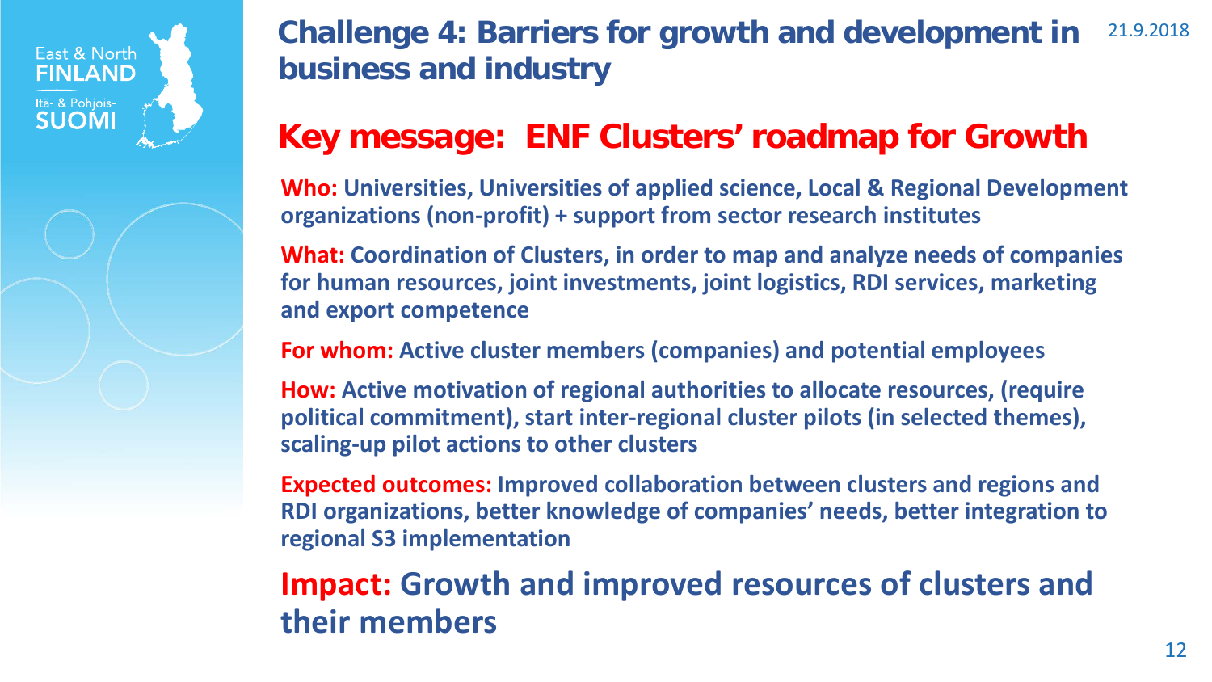# Challenge 4: Barriers for growth and development in business and industry

## Key message: ENF Clusters' roadmap for Growth

**Who:** Universities, Universities of applied science, Local & Regional Development organizations (non-profit) + support from sector research institutes

**What:** Coordination of Clusters, in order to map and analyze needs of companies for human resources, joint investments, joint logistics, RDI services, marketing and export competence

**For whom:** Active cluster members (companies) and potential employees

**How:** Active motivation of regional authorities to allocate resources, (require political commitment), start inter-regional cluster pilots (in selected themes), scaling-up pilot actions to other clusters

**Expected outcomes:** Improved collaboration between clusters and regions and RDI organizations, better knowledge of companies' needs, better integration to regional S3 implementation

**Impact:** Growth and improved resources of clusters and their members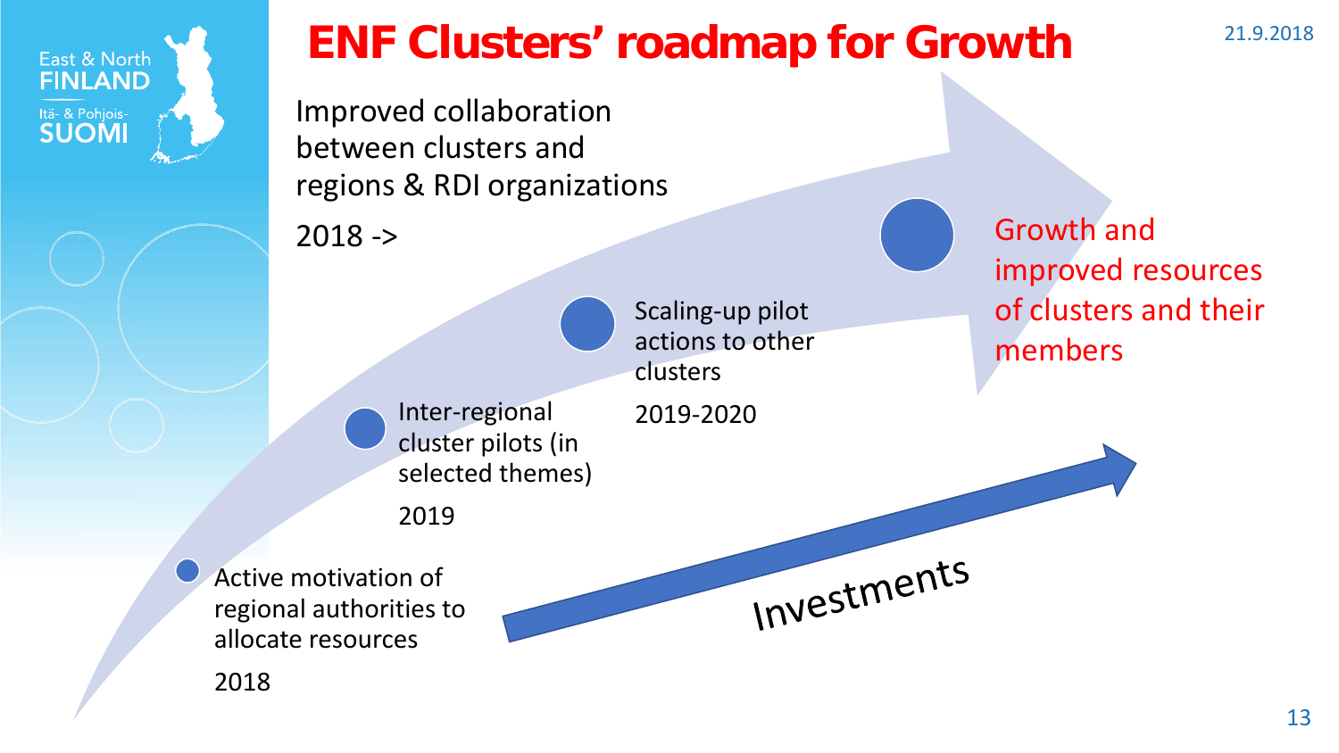# ENF Clusters’ roadmap for Growth

Improved collaboration between clusters and regions & RDI organizations

2018 ->

Active motivation of regional authorities to allocate resources

2018

Inter-regional cluster pilots (in selected themes)

2019

Scaling-up pilot actions to other clusters

2019-2020

Growth and improved resources of clusters and their members

Investments